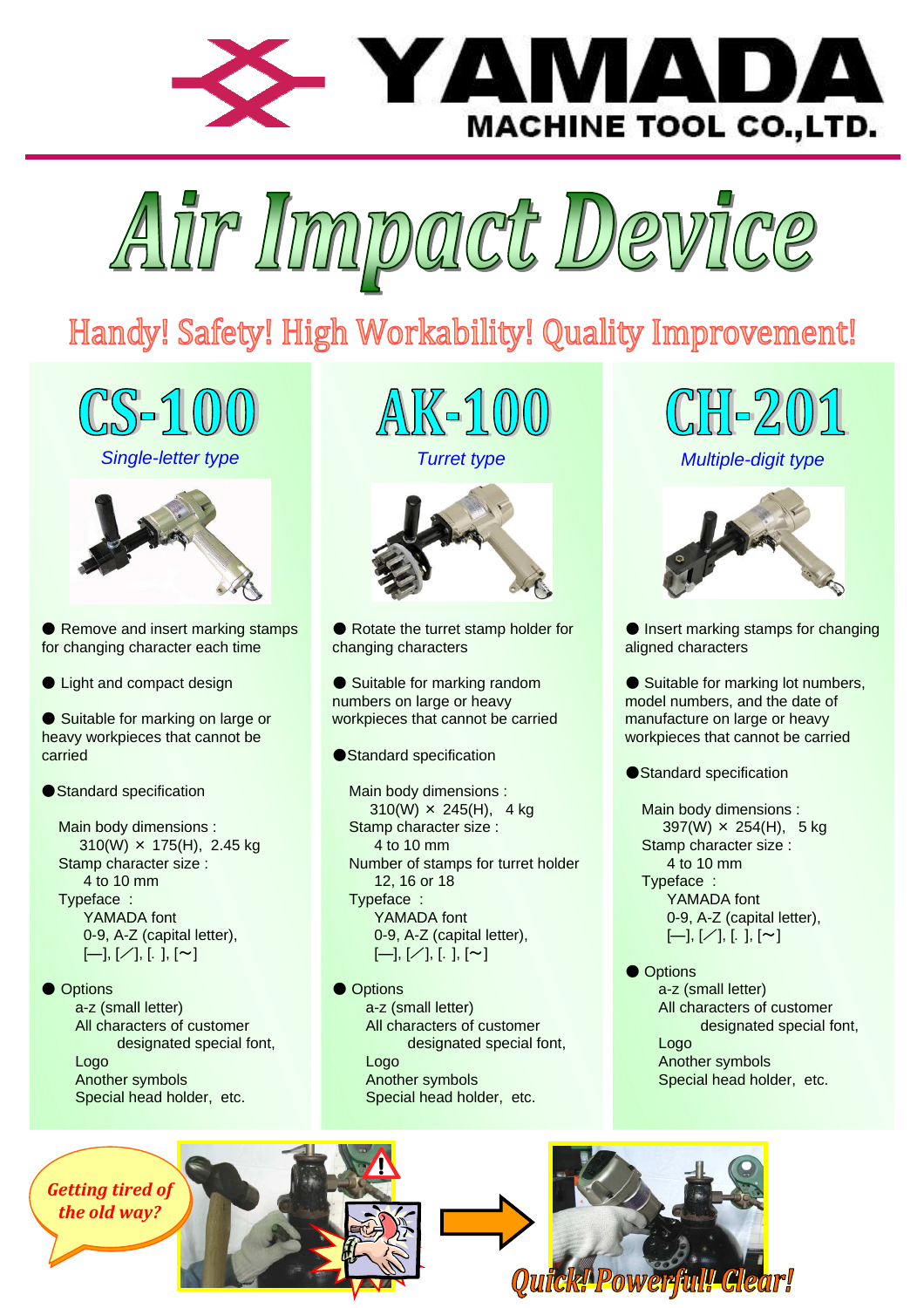# YAMADA MACHINE TOOL CO.,LTD.

# Air Impact Device

## Handy! Safety! High Workability! Quality Improvement!

## CS-100

*Single-letter type*

- Remove and insert marking stamps for changing character each time
- Light and compact design
- Suitable for marking on large or heavy workpieces that cannot be carried
- Standard specification

  Main body dimensions :
  310(W) × 175(H), 2.45 kg
  Stamp character size :
  4 to 10 mm
  Typeface :
  YAMADA font
  0-9, A-Z (capital letter),
  [—], [⁄], [. ], [~]

- Options

  a-z (small letter)
  All characters of customer designated special font,
  Logo
  Another symbols
  Special head holder, etc.

## AK-100

*Turret type*

- Rotate the turret stamp holder for changing characters
- Suitable for marking random numbers on large or heavy workpieces that cannot be carried
- Standard specification

  Main body dimensions :
  310(W) × 245(H), 4 kg
  Stamp character size :
  4 to 10 mm
  Number of stamps for turret holder
  12, 16 or 18
  Typeface :
  YAMADA font
  0-9, A-Z (capital letter),
  [—], [⁄], [. ], [~]

- Options

  a-z (small letter)
  All characters of customer designated special font,
  Logo
  Another symbols
  Special head holder, etc.

## CH-201

*Multiple-digit type*

- Insert marking stamps for changing aligned characters
- Suitable for marking lot numbers, model numbers, and the date of manufacture on large or heavy workpieces that cannot be carried
- Standard specification

  Main body dimensions :
  397(W) × 254(H), 5 kg
  Stamp character size :
  4 to 10 mm
  Typeface :
  YAMADA font
  0-9, A-Z (capital letter),
  [—], [⁄], [. ], [~]

- Options

  a-z (small letter)
  All characters of customer designated special font,
  Logo
  Another symbols
  Special head holder, etc.

*Getting tired of the old way?*

*Quick! Powerful! Clear!*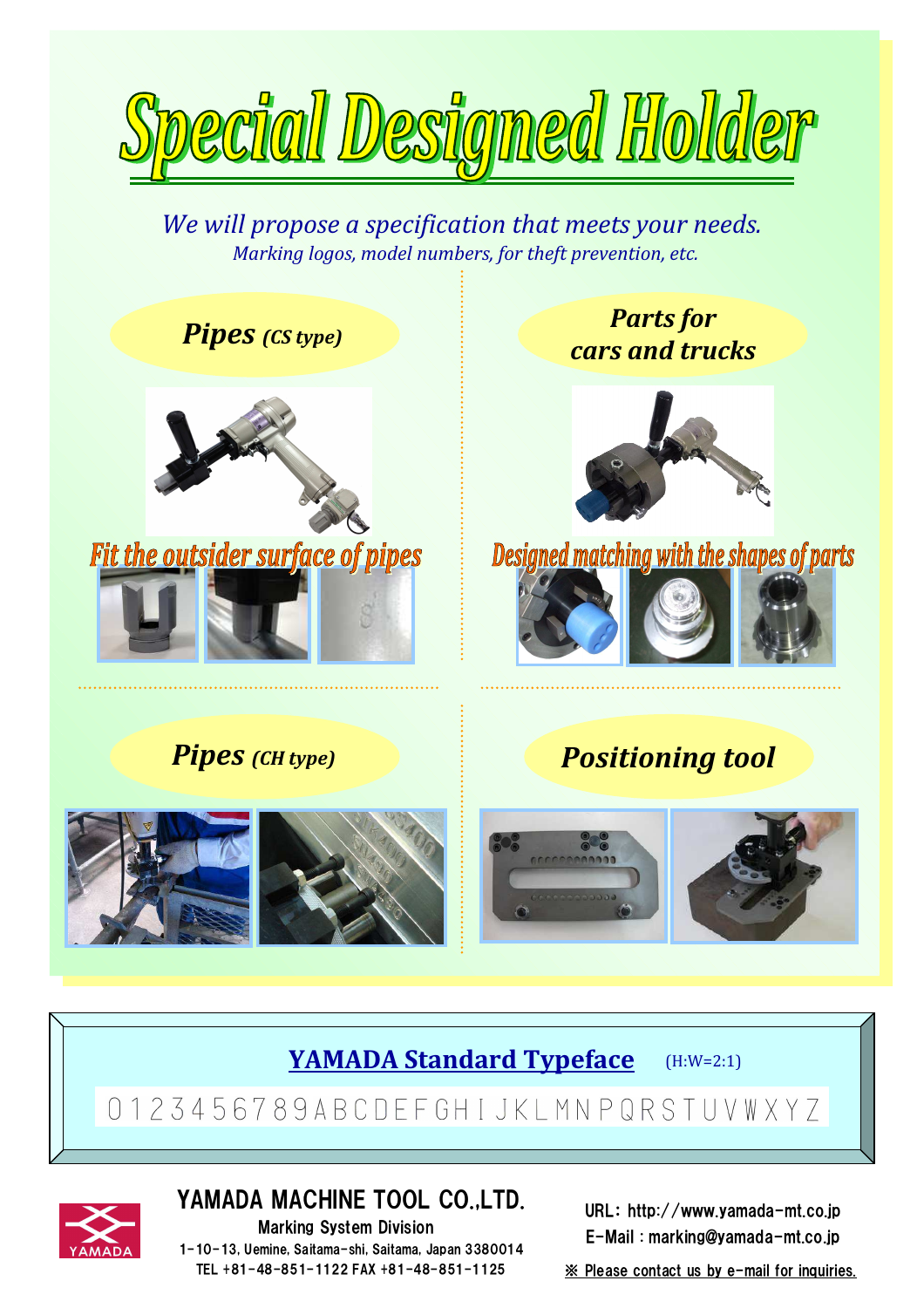# Special Designed Holder

*We will propose a specification that meets your needs.*

*Marking logos, model numbers, for theft prevention, etc.*

## ***Pipes** (CS type)*

**Fit the outsider surface of pipes**

## *Parts for cars and trucks*

**Designed matching with the shapes of parts**

## ***Pipes** (CH type)*

## *Positioning tool*

## YAMADA Standard Typeface (H:W=2:1)

0123456789ABCDEFGHIJKLMNPQRSTUVWXYZ

**YAMADA MACHINE TOOL CO.,LTD.**

Marking System Division

1-10-13, Uemine, Saitama-shi, Saitama, Japan 3380014

TEL +81-48-851-1122 FAX +81-48-851-1125

URL: http://www.yamada-mt.co.jp

E-Mail : marking@yamada-mt.co.jp

※ Please contact us by e-mail for inquiries.